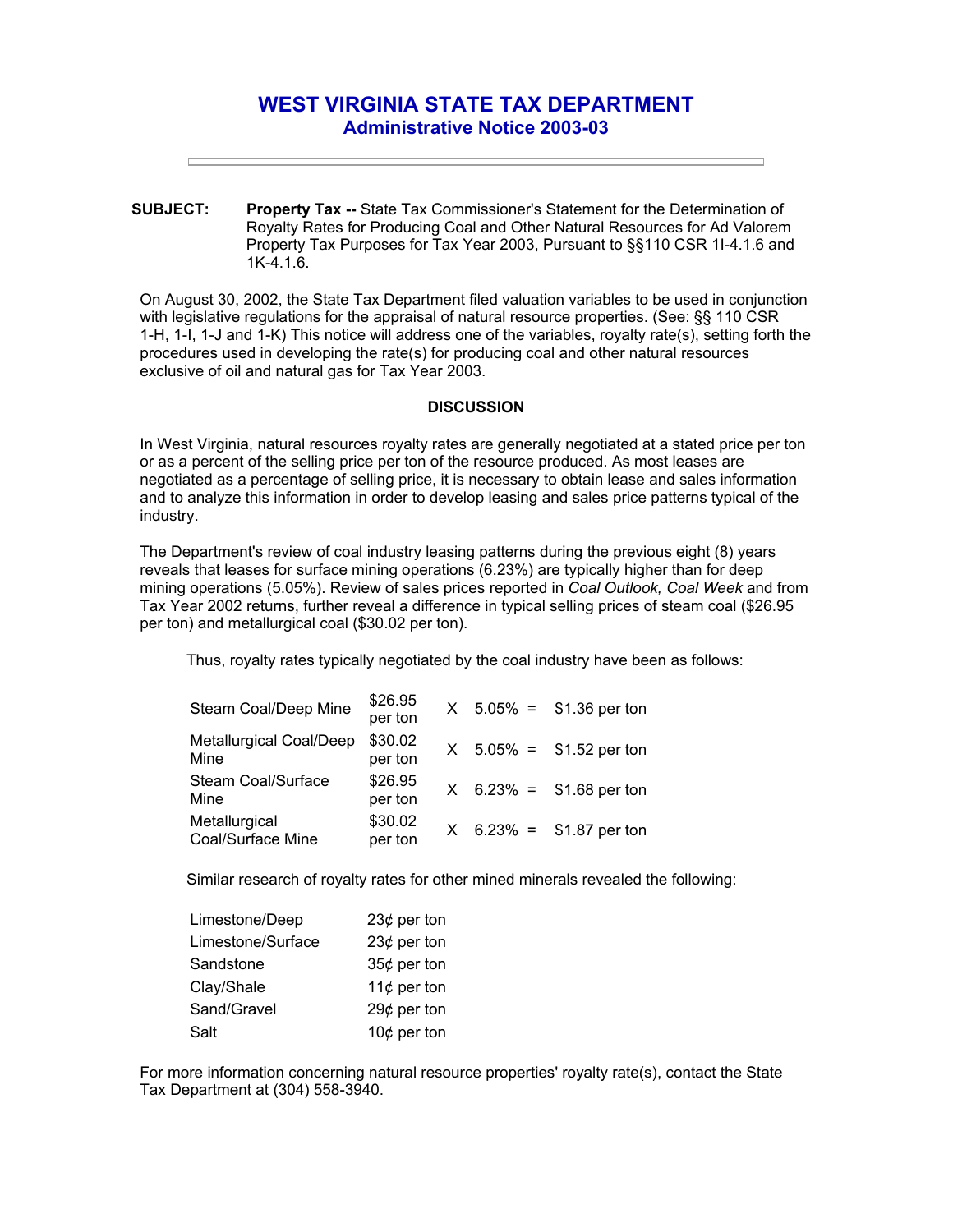# WEST VIRGINIA STATE TAX DEPARTMENT

## Administrative Notice 2003-03

**SUBJECT:** **Property Tax --** State Tax Commissioner's Statement for the Determination of Royalty Rates for Producing Coal and Other Natural Resources for Ad Valorem Property Tax Purposes for Tax Year 2003, Pursuant to §§110 CSR 1I-4.1.6 and 1K-4.1.6.

On August 30, 2002, the State Tax Department filed valuation variables to be used in conjunction with legislative regulations for the appraisal of natural resource properties. (See: §§ 110 CSR 1-H, 1-I, 1-J and 1-K) This notice will address one of the variables, royalty rate(s), setting forth the procedures used in developing the rate(s) for producing coal and other natural resources exclusive of oil and natural gas for Tax Year 2003.

**DISCUSSION**

In West Virginia, natural resources royalty rates are generally negotiated at a stated price per ton or as a percent of the selling price per ton of the resource produced. As most leases are negotiated as a percentage of selling price, it is necessary to obtain lease and sales information and to analyze this information in order to develop leasing and sales price patterns typical of the industry.

The Department's review of coal industry leasing patterns during the previous eight (8) years reveals that leases for surface mining operations (6.23%) are typically higher than for deep mining operations (5.05%). Review of sales prices reported in *Coal Outlook, Coal Week* and from Tax Year 2002 returns, further reveal a difference in typical selling prices of steam coal ($26.95 per ton) and metallurgical coal ($30.02 per ton).

Thus, royalty rates typically negotiated by the coal industry have been as follows:

| | | | | | |
|---|---|---|---|---|---|
| Steam Coal/Deep Mine | $26.95 per ton | X | 5.05% | = | $1.36 per ton |
| Metallurgical Coal/Deep Mine | $30.02 per ton | X | 5.05% | = | $1.52 per ton |
| Steam Coal/Surface Mine | $26.95 per ton | X | 6.23% | = | $1.68 per ton |
| Metallurgical Coal/Surface Mine | $30.02 per ton | X | 6.23% | = | $1.87 per ton |

Similar research of royalty rates for other mined minerals revealed the following:

| | |
|---|---|
| Limestone/Deep | 23¢ per ton |
| Limestone/Surface | 23¢ per ton |
| Sandstone | 35¢ per ton |
| Clay/Shale | 11¢ per ton |
| Sand/Gravel | 29¢ per ton |
| Salt | 10¢ per ton |

For more information concerning natural resource properties' royalty rate(s), contact the State Tax Department at (304) 558-3940.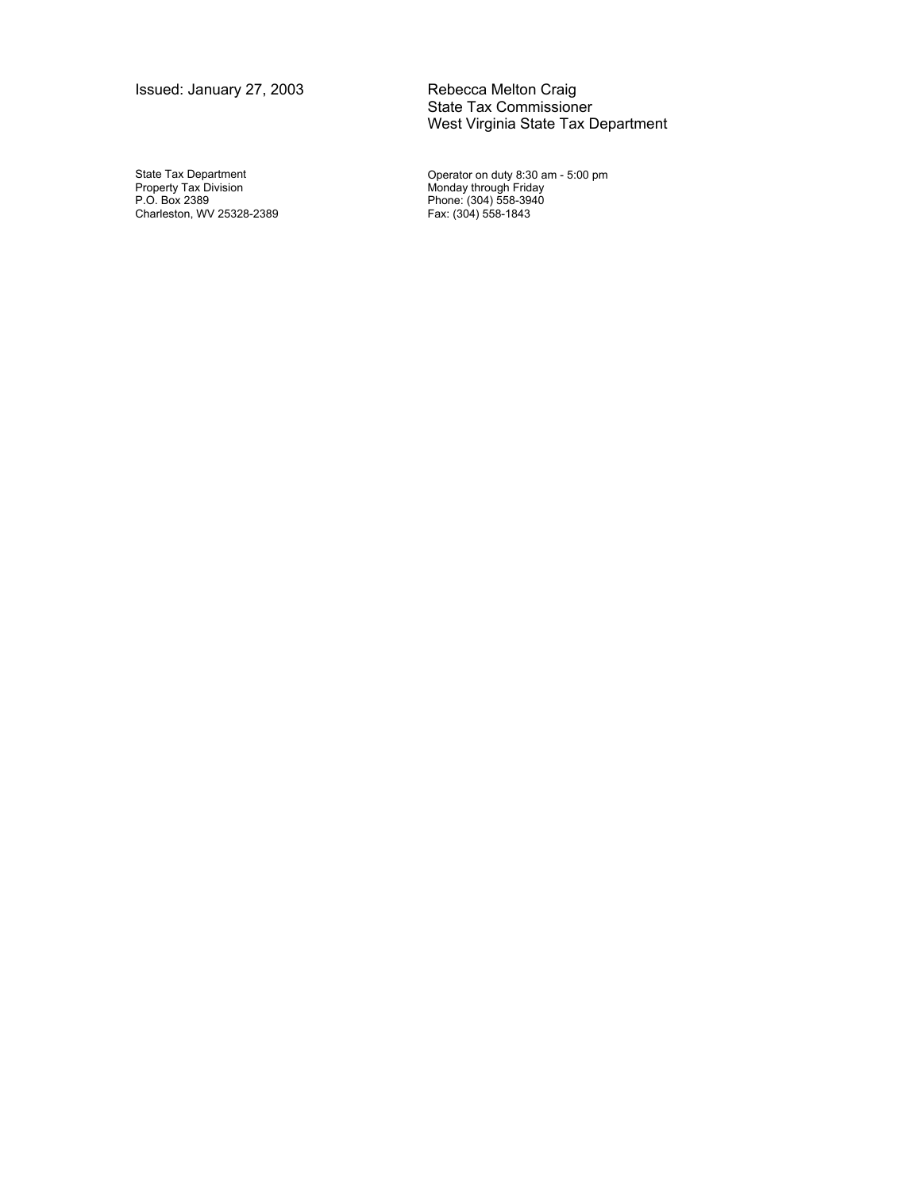Issued: January 27, 2003

Rebecca Melton Craig
State Tax Commissioner
West Virginia State Tax Department

State Tax Department
Property Tax Division
P.O. Box 2389
Charleston, WV 25328-2389

Operator on duty 8:30 am - 5:00 pm
Monday through Friday
Phone: (304) 558-3940
Fax: (304) 558-1843